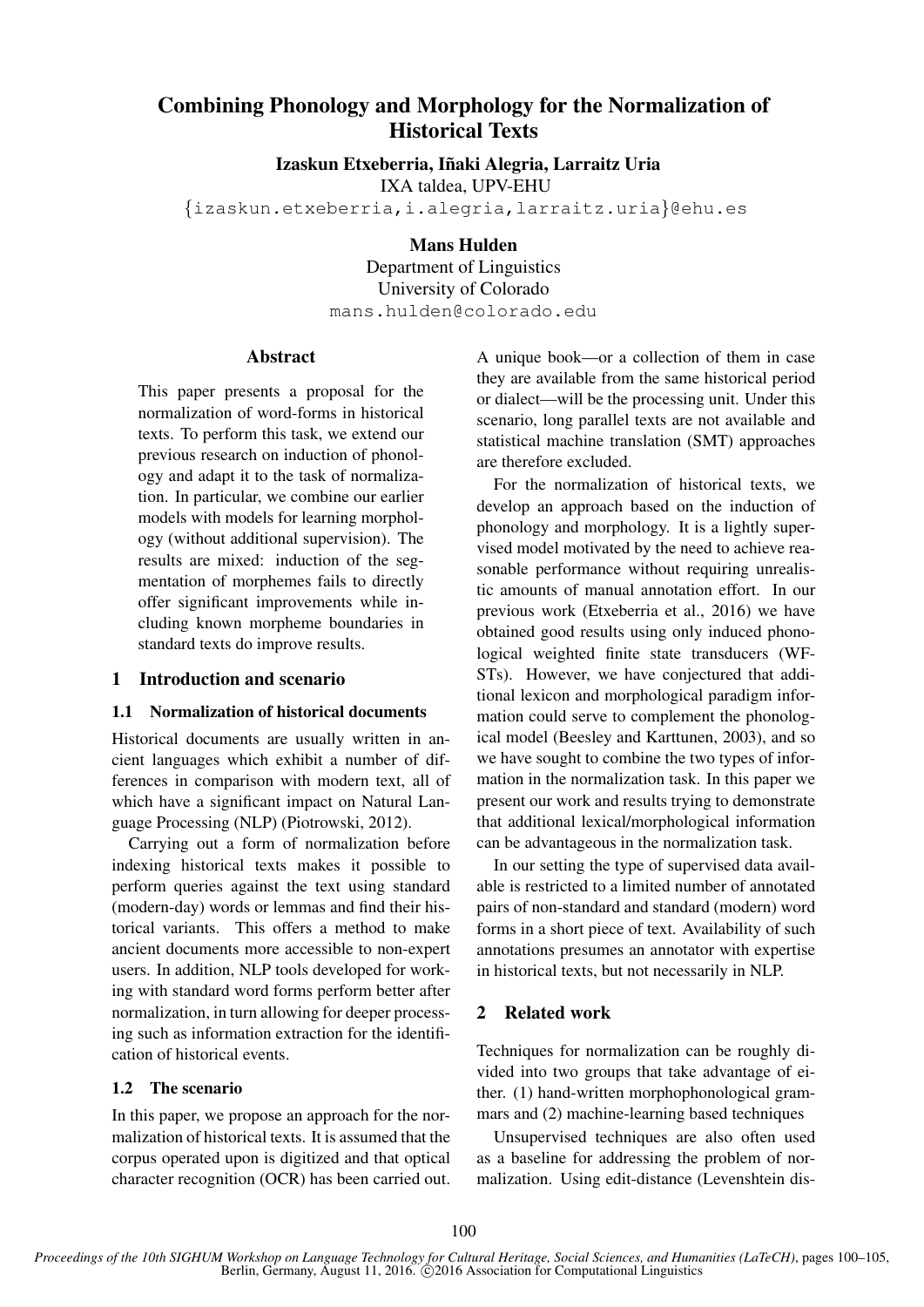# Combining Phonology and Morphology for the Normalization of Historical Texts

**Izaskun Etxeberria, Iñaki Alegria, Larraitz Uria**
IXA taldea, UPV-EHU
{izaskun.etxeberria,i.alegria,larraitz.uria}@ehu.es

**Mans Hulden**
Department of Linguistics
University of Colorado
mans.hulden@colorado.edu

## Abstract

This paper presents a proposal for the normalization of word-forms in historical texts. To perform this task, we extend our previous research on induction of phonology and adapt it to the task of normalization. In particular, we combine our earlier models with models for learning morphology (without additional supervision). The results are mixed: induction of the segmentation of morphemes fails to directly offer significant improvements while including known morpheme boundaries in standard texts do improve results.

## 1 Introduction and scenario

### 1.1 Normalization of historical documents

Historical documents are usually written in ancient languages which exhibit a number of differences in comparison with modern text, all of which have a significant impact on Natural Language Processing (NLP) (Piotrowski, 2012).

Carrying out a form of normalization before indexing historical texts makes it possible to perform queries against the text using standard (modern-day) words or lemmas and find their historical variants. This offers a method to make ancient documents more accessible to non-expert users. In addition, NLP tools developed for working with standard word forms perform better after normalization, in turn allowing for deeper processing such as information extraction for the identification of historical events.

### 1.2 The scenario

In this paper, we propose an approach for the normalization of historical texts. It is assumed that the corpus operated upon is digitized and that optical character recognition (OCR) has been carried out. A unique book—or a collection of them in case they are available from the same historical period or dialect—will be the processing unit. Under this scenario, long parallel texts are not available and statistical machine translation (SMT) approaches are therefore excluded.

For the normalization of historical texts, we develop an approach based on the induction of phonology and morphology. It is a lightly supervised model motivated by the need to achieve reasonable performance without requiring unrealistic amounts of manual annotation effort. In our previous work (Etxeberria et al., 2016) we have obtained good results using only induced phonological weighted finite state transducers (WFSTs). However, we have conjectured that additional lexicon and morphological paradigm information could serve to complement the phonological model (Beesley and Karttunen, 2003), and so we have sought to combine the two types of information in the normalization task. In this paper we present our work and results trying to demonstrate that additional lexical/morphological information can be advantageous in the normalization task.

In our setting the type of supervised data available is restricted to a limited number of annotated pairs of non-standard and standard (modern) word forms in a short piece of text. Availability of such annotations presumes an annotator with expertise in historical texts, but not necessarily in NLP.

## 2 Related work

Techniques for normalization can be roughly divided into two groups that take advantage of either. (1) hand-written morphophonological grammars and (2) machine-learning based techniques

Unsupervised techniques are also often used as a baseline for addressing the problem of normalization. Using edit-distance (Levenshtein dis-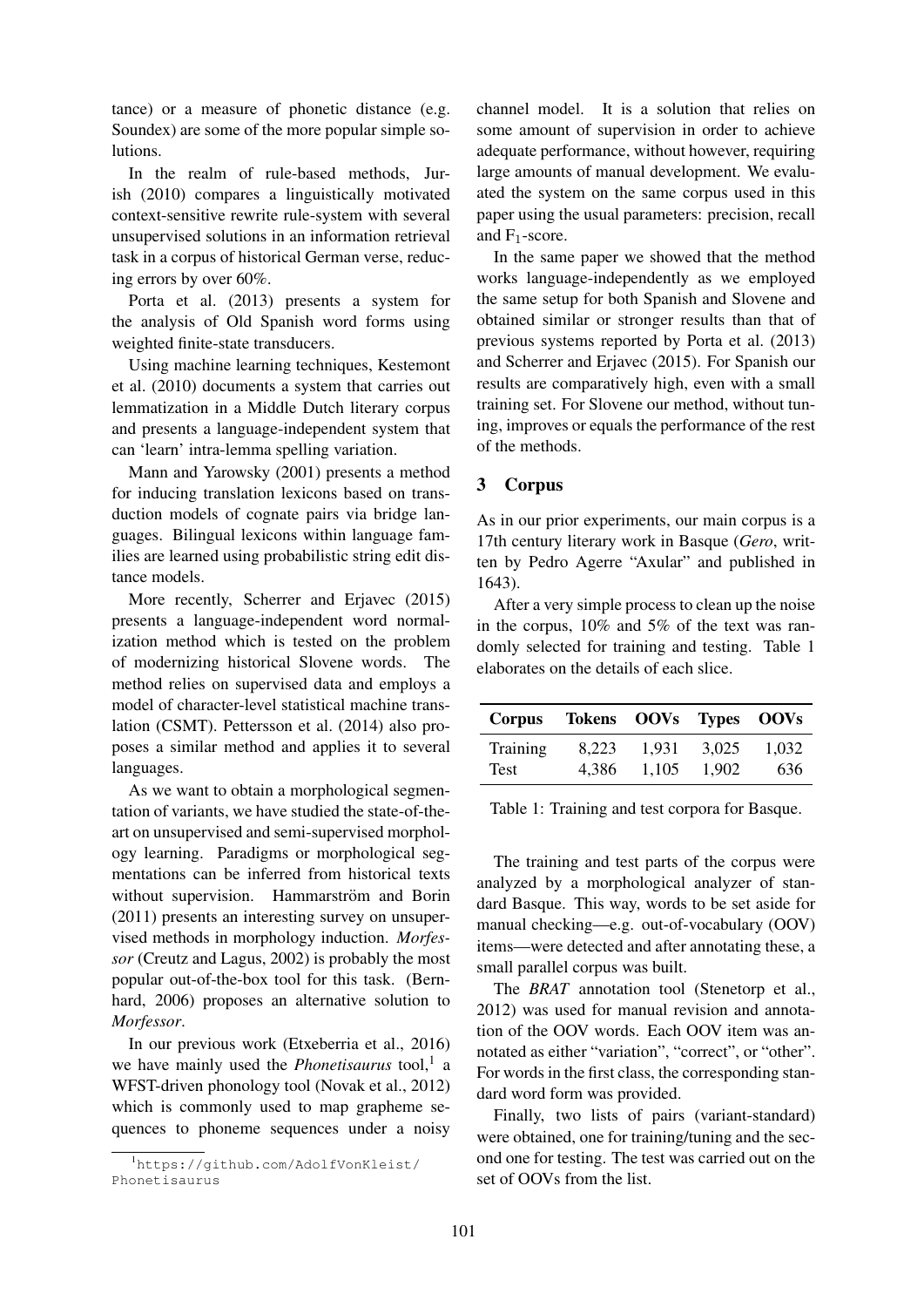tance) or a measure of phonetic distance (e.g. Soundex) are some of the more popular simple solutions.

In the realm of rule-based methods, Jurish (2010) compares a linguistically motivated context-sensitive rewrite rule-system with several unsupervised solutions in an information retrieval task in a corpus of historical German verse, reducing errors by over 60%.

Porta et al. (2013) presents a system for the analysis of Old Spanish word forms using weighted finite-state transducers.

Using machine learning techniques, Kestemont et al. (2010) documents a system that carries out lemmatization in a Middle Dutch literary corpus and presents a language-independent system that can 'learn' intra-lemma spelling variation.

Mann and Yarowsky (2001) presents a method for inducing translation lexicons based on transduction models of cognate pairs via bridge languages. Bilingual lexicons within language families are learned using probabilistic string edit distance models.

More recently, Scherrer and Erjavec (2015) presents a language-independent word normalization method which is tested on the problem of modernizing historical Slovene words. The method relies on supervised data and employs a model of character-level statistical machine translation (CSMT). Pettersson et al. (2014) also proposes a similar method and applies it to several languages.

As we want to obtain a morphological segmentation of variants, we have studied the state-of-the-art on unsupervised and semi-supervised morphology learning. Paradigms or morphological segmentations can be inferred from historical texts without supervision. Hammarström and Borin (2011) presents an interesting survey on unsupervised methods in morphology induction. *Morfessor* (Creutz and Lagus, 2002) is probably the most popular out-of-the-box tool for this task. (Bernhard, 2006) proposes an alternative solution to *Morfessor*.

In our previous work (Etxeberria et al., 2016) we have mainly used the *Phonetisaurus* tool,[1] a WFST-driven phonology tool (Novak et al., 2012) which is commonly used to map grapheme sequences to phoneme sequences under a noisy channel model. It is a solution that relies on some amount of supervision in order to achieve adequate performance, without however, requiring large amounts of manual development. We evaluated the system on the same corpus used in this paper using the usual parameters: precision, recall and $F_1$-score.

In the same paper we showed that the method works language-independently as we employed the same setup for both Spanish and Slovene and obtained similar or stronger results than that of previous systems reported by Porta et al. (2013) and Scherrer and Erjavec (2015). For Spanish our results are comparatively high, even with a small training set. For Slovene our method, without tuning, improves or equals the performance of the rest of the methods.

## 3 Corpus

As in our prior experiments, our main corpus is a 17th century literary work in Basque (*Gero*, written by Pedro Agerre "Axular" and published in 1643).

After a very simple process to clean up the noise in the corpus, 10% and 5% of the text was randomly selected for training and testing. Table 1 elaborates on the details of each slice.

| Corpus | Tokens | OOVs | Types | OOVs |
|---|---|---|---|---|
| Training | 8,223 | 1,931 | 3,025 | 1,032 |
| Test | 4,386 | 1,105 | 1,902 | 636 |

Table 1: Training and test corpora for Basque.

The training and test parts of the corpus were analyzed by a morphological analyzer of standard Basque. This way, words to be set aside for manual checking—e.g. out-of-vocabulary (OOV) items—were detected and after annotating these, a small parallel corpus was built.

The *BRAT* annotation tool (Stenetorp et al., 2012) was used for manual revision and annotation of the OOV words. Each OOV item was annotated as either "variation", "correct", or "other". For words in the first class, the corresponding standard word form was provided.

Finally, two lists of pairs (variant-standard) were obtained, one for training/tuning and the second one for testing. The test was carried out on the set of OOVs from the list.

[1] https://github.com/AdolfVonKleist/Phonetisaurus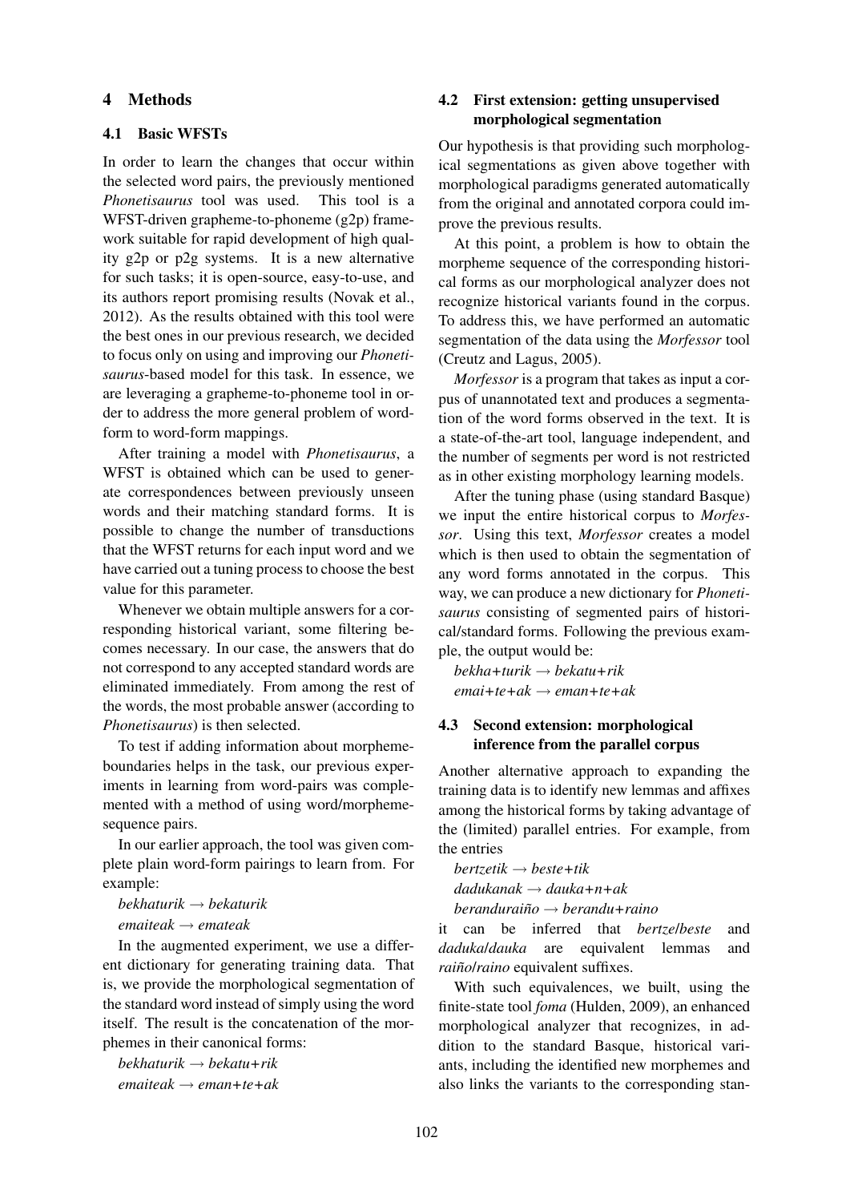## 4 Methods

### 4.1 Basic WFSTs

In order to learn the changes that occur within the selected word pairs, the previously mentioned *Phonetisaurus* tool was used. This tool is a WFST-driven grapheme-to-phoneme (g2p) framework suitable for rapid development of high quality g2p or p2g systems. It is a new alternative for such tasks; it is open-source, easy-to-use, and its authors report promising results (Novak et al., 2012). As the results obtained with this tool were the best ones in our previous research, we decided to focus only on using and improving our *Phonetisaurus*-based model for this task. In essence, we are leveraging a grapheme-to-phoneme tool in order to address the more general problem of word-form to word-form mappings.

After training a model with *Phonetisaurus*, a WFST is obtained which can be used to generate correspondences between previously unseen words and their matching standard forms. It is possible to change the number of transductions that the WFST returns for each input word and we have carried out a tuning process to choose the best value for this parameter.

Whenever we obtain multiple answers for a corresponding historical variant, some filtering becomes necessary. In our case, the answers that do not correspond to any accepted standard words are eliminated immediately. From among the rest of the words, the most probable answer (according to *Phonetisaurus*) is then selected.

To test if adding information about morpheme-boundaries helps in the task, our previous experiments in learning from word-pairs was complemented with a method of using word/morpheme-sequence pairs.

In our earlier approach, the tool was given complete plain word-form pairings to learn from. For example:

*bekhaturik* → *bekaturik*
*emaiteak* → *emateak*

In the augmented experiment, we use a different dictionary for generating training data. That is, we provide the morphological segmentation of the standard word instead of simply using the word itself. The result is the concatenation of the morphemes in their canonical forms:

*bekhaturik* → *bekatu+rik*
*emaiteak* → *eman+te+ak*

### 4.2 First extension: getting unsupervised morphological segmentation

Our hypothesis is that providing such morphological segmentations as given above together with morphological paradigms generated automatically from the original and annotated corpora could improve the previous results.

At this point, a problem is how to obtain the morpheme sequence of the corresponding historical forms as our morphological analyzer does not recognize historical variants found in the corpus. To address this, we have performed an automatic segmentation of the data using the *Morfessor* tool (Creutz and Lagus, 2005).

*Morfessor* is a program that takes as input a corpus of unannotated text and produces a segmentation of the word forms observed in the text. It is a state-of-the-art tool, language independent, and the number of segments per word is not restricted as in other existing morphology learning models.

After the tuning phase (using standard Basque) we input the entire historical corpus to *Morfessor*. Using this text, *Morfessor* creates a model which is then used to obtain the segmentation of any word forms annotated in the corpus. This way, we can produce a new dictionary for *Phonetisaurus* consisting of segmented pairs of historical/standard forms. Following the previous example, the output would be:

*bekha+turik* → *bekatu+rik*
*emai+te+ak* → *eman+te+ak*

### 4.3 Second extension: morphological inference from the parallel corpus

Another alternative approach to expanding the training data is to identify new lemmas and affixes among the historical forms by taking advantage of the (limited) parallel entries. For example, from the entries

*bertzetik* → *beste+tik*
*dadukanak* → *dauka+n+ak*
*beranduraiño* → *berandu+raino*

it can be inferred that *bertze*/*beste* and *daduka*/*dauka* are equivalent lemmas and *raiño*/*raino* equivalent suffixes.

With such equivalences, we built, using the finite-state tool *foma* (Hulden, 2009), an enhanced morphological analyzer that recognizes, in addition to the standard Basque, historical variants, including the identified new morphemes and also links the variants to the corresponding stan-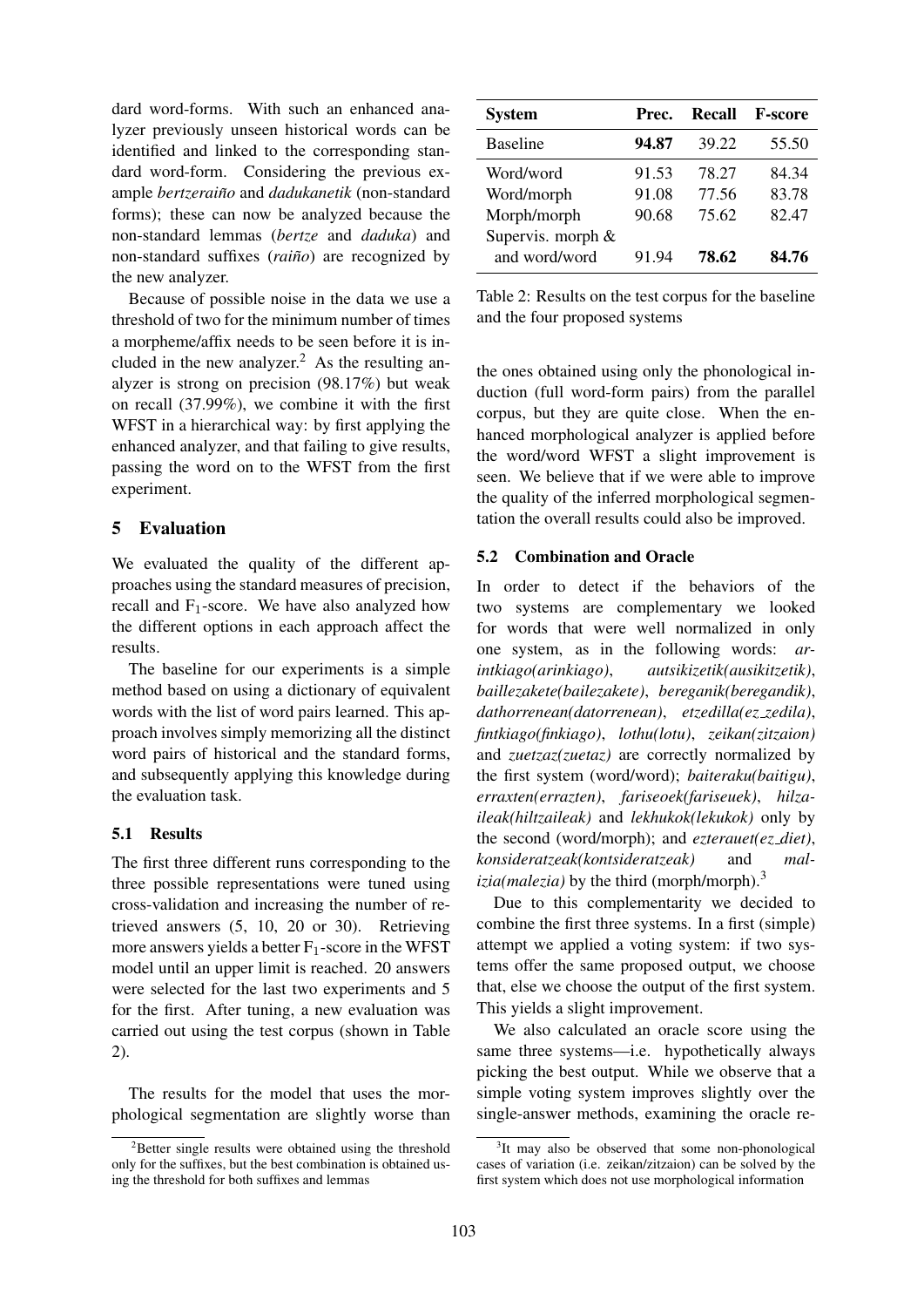dard word-forms. With such an enhanced analyzer previously unseen historical words can be identified and linked to the corresponding standard word-form. Considering the previous example *bertzeraiño* and *dadukanetik* (non-standard forms); these can now be analyzed because the non-standard lemmas (*bertze* and *daduka*) and non-standard suffixes (*raiño*) are recognized by the new analyzer.

Because of possible noise in the data we use a threshold of two for the minimum number of times a morpheme/affix needs to be seen before it is included in the new analyzer.[2] As the resulting analyzer is strong on precision (98.17%) but weak on recall (37.99%), we combine it with the first WFST in a hierarchical way: by first applying the enhanced analyzer, and that failing to give results, passing the word on to the WFST from the first experiment.

## 5 Evaluation

We evaluated the quality of the different approaches using the standard measures of precision, recall and $F_1$-score. We have also analyzed how the different options in each approach affect the results.

The baseline for our experiments is a simple method based on using a dictionary of equivalent words with the list of word pairs learned. This approach involves simply memorizing all the distinct word pairs of historical and the standard forms, and subsequently applying this knowledge during the evaluation task.

### 5.1 Results

The first three different runs corresponding to the three possible representations were tuned using cross-validation and increasing the number of retrieved answers (5, 10, 20 or 30). Retrieving more answers yields a better $F_1$-score in the WFST model until an upper limit is reached. 20 answers were selected for the last two experiments and 5 for the first. After tuning, a new evaluation was carried out using the test corpus (shown in Table 2).

| System | Prec. | Recall | F-score |
|---|---|---|---|
| Baseline | **94.87** | 39.22 | 55.50 |
| Word/word | 91.53 | 78.27 | 84.34 |
| Word/morph | 91.08 | 77.56 | 83.78 |
| Morph/morph | 90.68 | 75.62 | 82.47 |
| Supervis. morph & and word/word | 91.94 | **78.62** | **84.76** |

Table 2: Results on the test corpus for the baseline and the four proposed systems

The results for the model that uses the morphological segmentation are slightly worse than the ones obtained using only the phonological induction (full word-form pairs) from the parallel corpus, but they are quite close. When the enhanced morphological analyzer is applied before the word/word WFST a slight improvement is seen. We believe that if we were able to improve the quality of the inferred morphological segmentation the overall results could also be improved.

### 5.2 Combination and Oracle

In order to detect if the behaviors of the two systems are complementary we looked for words that were well normalized in only one system, as in the following words: *arintkiago(arinkiago)*, *autsikizetik(ausikitzetik)*, *baillezakete(bailezakete)*, *bereganik(beregandik)*, *dathorrenean(datorrenean)*, *etzedilla(ez_zedila)*, *fintkiago(finkiago)*, *lothu(lotu)*, *zeikan(zitzaion)* and *zuetzaz(zuetaz)* are correctly normalized by the first system (word/word); *baiteraku(baitigu)*, *erraxten(errazten)*, *fariseoek(fariseuek)*, *hilzaileak(hiltzaileak)* and *lekhukok(lekukok)* only by the second (word/morph); and *ezterauet(ez_diet)*, *konsideratzeak(kontsideratzeak)* and *malizia(malezia)* by the third (morph/morph).[3]

Due to this complementarity we decided to combine the first three systems. In a first (simple) attempt we applied a voting system: if two systems offer the same proposed output, we choose that, else we choose the output of the first system. This yields a slight improvement.

We also calculated an oracle score using the same three systems—i.e. hypothetically always picking the best output. While we observe that a simple voting system improves slightly over the single-answer methods, examining the oracle re-

[2] Better single results were obtained using the threshold only for the suffixes, but the best combination is obtained using the threshold for both suffixes and lemmas

[3] It may also be observed that some non-phonological cases of variation (i.e. zeikan/zitzaion) can be solved by the first system which does not use morphological information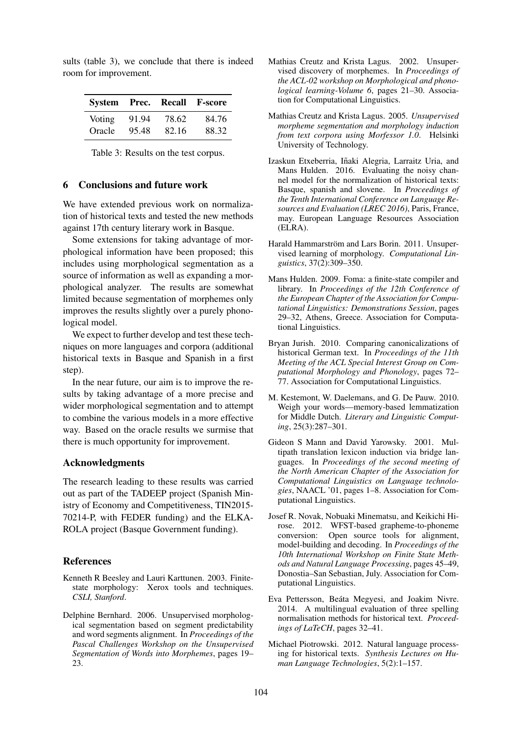sults (table 3), we conclude that there is indeed room for improvement.

| System | Prec. | Recall | F-score |
|---|---|---|---|
| Voting | 91.94 | 78.62 | 84.76 |
| Oracle | 95.48 | 82.16 | 88.32 |

Table 3: Results on the test corpus.

## 6 Conclusions and future work

We have extended previous work on normalization of historical texts and tested the new methods against 17th century literary work in Basque.

Some extensions for taking advantage of morphological information have been proposed; this includes using morphological segmentation as a source of information as well as expanding a morphological analyzer. The results are somewhat limited because segmentation of morphemes only improves the results slightly over a purely phonological model.

We expect to further develop and test these techniques on more languages and corpora (additional historical texts in Basque and Spanish in a first step).

In the near future, our aim is to improve the results by taking advantage of a more precise and wider morphological segmentation and to attempt to combine the various models in a more effective way. Based on the oracle results we surmise that there is much opportunity for improvement.

## Acknowledgments

The research leading to these results was carried out as part of the TADEEP project (Spanish Ministry of Economy and Competitiveness, TIN2015-70214-P, with FEDER funding) and the ELKAROLA project (Basque Government funding).

## References

Kenneth R Beesley and Lauri Karttunen. 2003. Finite-state morphology: Xerox tools and techniques. *CSLI, Stanford*.

Delphine Bernhard. 2006. Unsupervised morphological segmentation based on segment predictability and word segments alignment. In *Proceedings of the Pascal Challenges Workshop on the Unsupervised Segmentation of Words into Morphemes*, pages 19–23.

Mathias Creutz and Krista Lagus. 2002. Unsupervised discovery of morphemes. In *Proceedings of the ACL-02 workshop on Morphological and phonological learning-Volume 6*, pages 21–30. Association for Computational Linguistics.

Mathias Creutz and Krista Lagus. 2005. *Unsupervised morpheme segmentation and morphology induction from text corpora using Morfessor 1.0*. Helsinki University of Technology.

Izaskun Etxeberria, Iñaki Alegria, Larraitz Uria, and Mans Hulden. 2016. Evaluating the noisy channel model for the normalization of historical texts: Basque, spanish and slovene. In *Proceedings of the Tenth International Conference on Language Resources and Evaluation (LREC 2016)*, Paris, France, may. European Language Resources Association (ELRA).

Harald Hammarström and Lars Borin. 2011. Unsupervised learning of morphology. *Computational Linguistics*, 37(2):309–350.

Mans Hulden. 2009. Foma: a finite-state compiler and library. In *Proceedings of the 12th Conference of the European Chapter of the Association for Computational Linguistics: Demonstrations Session*, pages 29–32, Athens, Greece. Association for Computational Linguistics.

Bryan Jurish. 2010. Comparing canonicalizations of historical German text. In *Proceedings of the 11th Meeting of the ACL Special Interest Group on Computational Morphology and Phonology*, pages 72–77. Association for Computational Linguistics.

M. Kestemont, W. Daelemans, and G. De Pauw. 2010. Weigh your words—memory-based lemmatization for Middle Dutch. *Literary and Linguistic Computing*, 25(3):287–301.

Gideon S Mann and David Yarowsky. 2001. Multipath translation lexicon induction via bridge languages. In *Proceedings of the second meeting of the North American Chapter of the Association for Computational Linguistics on Language technologies*, NAACL '01, pages 1–8. Association for Computational Linguistics.

Josef R. Novak, Nobuaki Minematsu, and Keikichi Hirose. 2012. WFST-based grapheme-to-phoneme conversion: Open source tools for alignment, model-building and decoding. In *Proceedings of the 10th International Workshop on Finite State Methods and Natural Language Processing*, pages 45–49, Donostia–San Sebastian, July. Association for Computational Linguistics.

Eva Pettersson, Beáta Megyesi, and Joakim Nivre. 2014. A multilingual evaluation of three spelling normalisation methods for historical text. *Proceedings of LaTeCH*, pages 32–41.

Michael Piotrowski. 2012. Natural language processing for historical texts. *Synthesis Lectures on Human Language Technologies*, 5(2):1–157.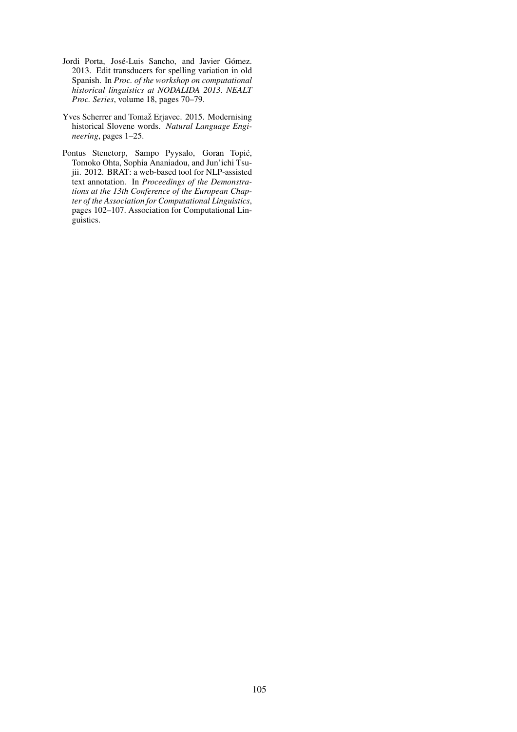Jordi Porta, José-Luis Sancho, and Javier Gómez. 2013. Edit transducers for spelling variation in old Spanish. In *Proc. of the workshop on computational historical linguistics at NODALIDA 2013. NEALT Proc. Series*, volume 18, pages 70–79.

Yves Scherrer and Tomaž Erjavec. 2015. Modernising historical Slovene words. *Natural Language Engineering*, pages 1–25.

Pontus Stenetorp, Sampo Pyysalo, Goran Topić, Tomoko Ohta, Sophia Ananiadou, and Jun'ichi Tsujii. 2012. BRAT: a web-based tool for NLP-assisted text annotation. In *Proceedings of the Demonstrations at the 13th Conference of the European Chapter of the Association for Computational Linguistics*, pages 102–107. Association for Computational Linguistics.